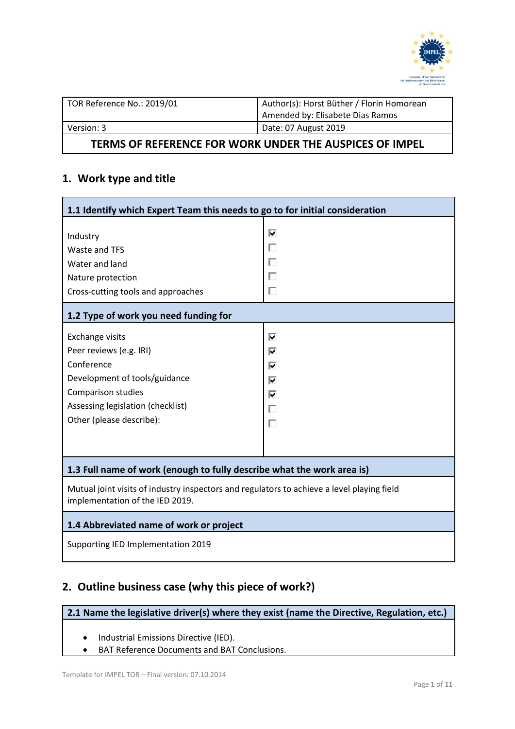| TOR Reference No.: 2019/01 | Author(s): Horst Büther / Florin Homorean<br>Amended by: Elisabete Dias Ramos |
|---|---|
| Version: 3 | Date: 07 August 2019 |

**TERMS OF REFERENCE FOR WORK UNDER THE AUSPICES OF IMPEL**

## 1. Work type and title

**1.1 Identify which Expert Team this needs to go to for initial consideration**

| | |
|---|---|
| Industry | ☑ |
| Waste and TFS | ☐ |
| Water and land | ☐ |
| Nature protection | ☐ |
| Cross-cutting tools and approaches | ☐ |

**1.2 Type of work you need funding for**

| | |
|---|---|
| Exchange visits | ☑ |
| Peer reviews (e.g. IRI) | ☑ |
| Conference | ☑ |
| Development of tools/guidance | ☑ |
| Comparison studies | ☑ |
| Assessing legislation (checklist) | ☐ |
| Other (please describe): | ☐ |

**1.3 Full name of work (enough to fully describe what the work area is)**

Mutual joint visits of industry inspectors and regulators to achieve a level playing field implementation of the IED 2019.

**1.4 Abbreviated name of work or project**

Supporting IED Implementation 2019

## 2. Outline business case (why this piece of work?)

**2.1 Name the legislative driver(s) where they exist (name the Directive, Regulation, etc.)**

- Industrial Emissions Directive (IED).
- BAT Reference Documents and BAT Conclusions.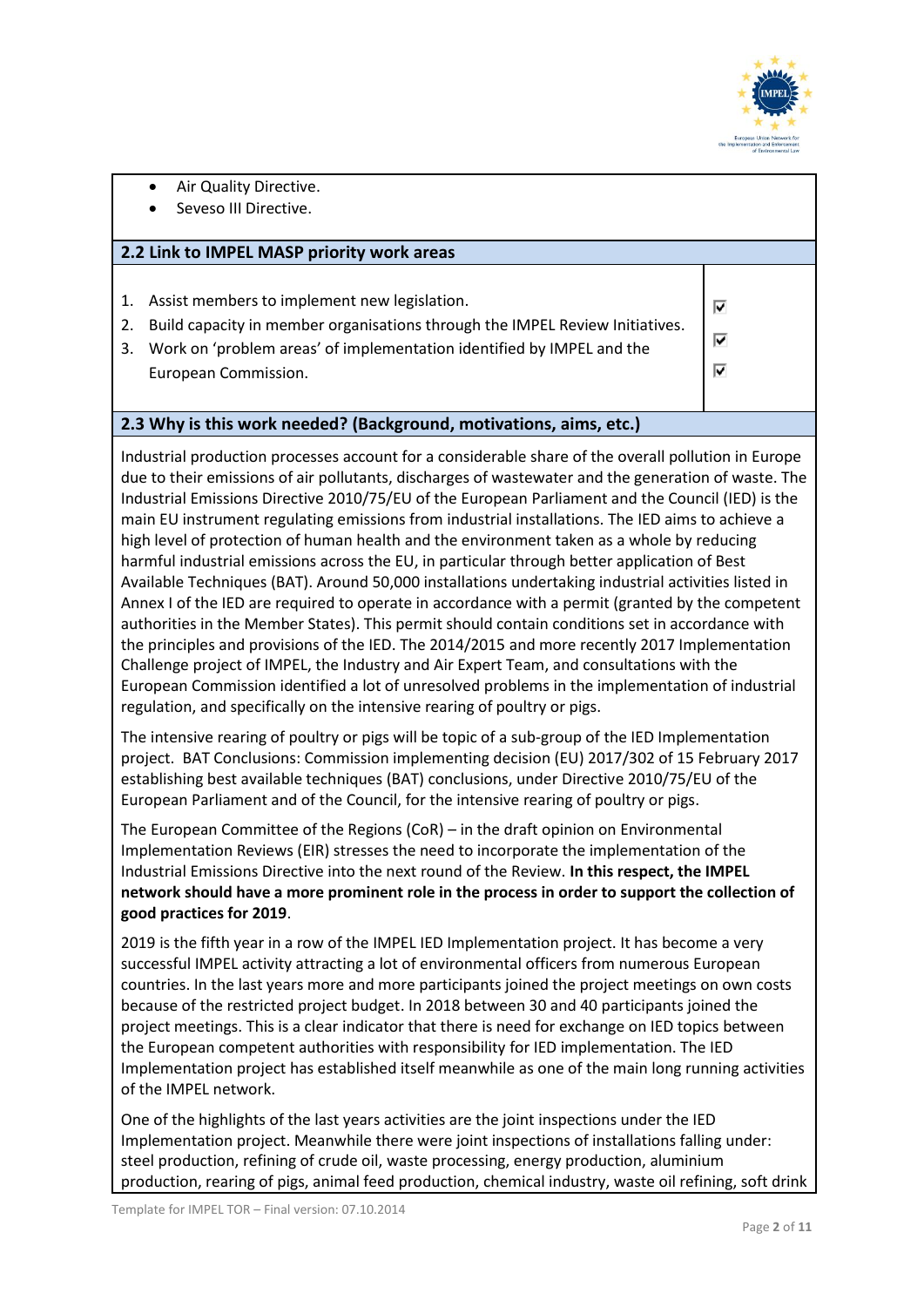- Air Quality Directive.
- Seveso III Directive.

## 2.2 Link to IMPEL MASP priority work areas

| | |
|---|---|
| 1. Assist members to implement new legislation. | ☑ |
| 2. Build capacity in member organisations through the IMPEL Review Initiatives. | ☑ |
| 3. Work on 'problem areas' of implementation identified by IMPEL and the European Commission. | ☑ |

## 2.3 Why is this work needed? (Background, motivations, aims, etc.)

Industrial production processes account for a considerable share of the overall pollution in Europe due to their emissions of air pollutants, discharges of wastewater and the generation of waste. The Industrial Emissions Directive 2010/75/EU of the European Parliament and the Council (IED) is the main EU instrument regulating emissions from industrial installations. The IED aims to achieve a high level of protection of human health and the environment taken as a whole by reducing harmful industrial emissions across the EU, in particular through better application of Best Available Techniques (BAT). Around 50,000 installations undertaking industrial activities listed in Annex I of the IED are required to operate in accordance with a permit (granted by the competent authorities in the Member States). This permit should contain conditions set in accordance with the principles and provisions of the IED. The 2014/2015 and more recently 2017 Implementation Challenge project of IMPEL, the Industry and Air Expert Team, and consultations with the European Commission identified a lot of unresolved problems in the implementation of industrial regulation, and specifically on the intensive rearing of poultry or pigs.

The intensive rearing of poultry or pigs will be topic of a sub-group of the IED Implementation project. BAT Conclusions: Commission implementing decision (EU) 2017/302 of 15 February 2017 establishing best available techniques (BAT) conclusions, under Directive 2010/75/EU of the European Parliament and of the Council, for the intensive rearing of poultry or pigs.

The European Committee of the Regions (CoR) – in the draft opinion on Environmental Implementation Reviews (EIR) stresses the need to incorporate the implementation of the Industrial Emissions Directive into the next round of the Review. **In this respect, the IMPEL network should have a more prominent role in the process in order to support the collection of good practices for 2019**.

2019 is the fifth year in a row of the IMPEL IED Implementation project. It has become a very successful IMPEL activity attracting a lot of environmental officers from numerous European countries. In the last years more and more participants joined the project meetings on own costs because of the restricted project budget. In 2018 between 30 and 40 participants joined the project meetings. This is a clear indicator that there is need for exchange on IED topics between the European competent authorities with responsibility for IED implementation. The IED Implementation project has established itself meanwhile as one of the main long running activities of the IMPEL network.

One of the highlights of the last years activities are the joint inspections under the IED Implementation project. Meanwhile there were joint inspections of installations falling under: steel production, refining of crude oil, waste processing, energy production, aluminium production, rearing of pigs, animal feed production, chemical industry, waste oil refining, soft drink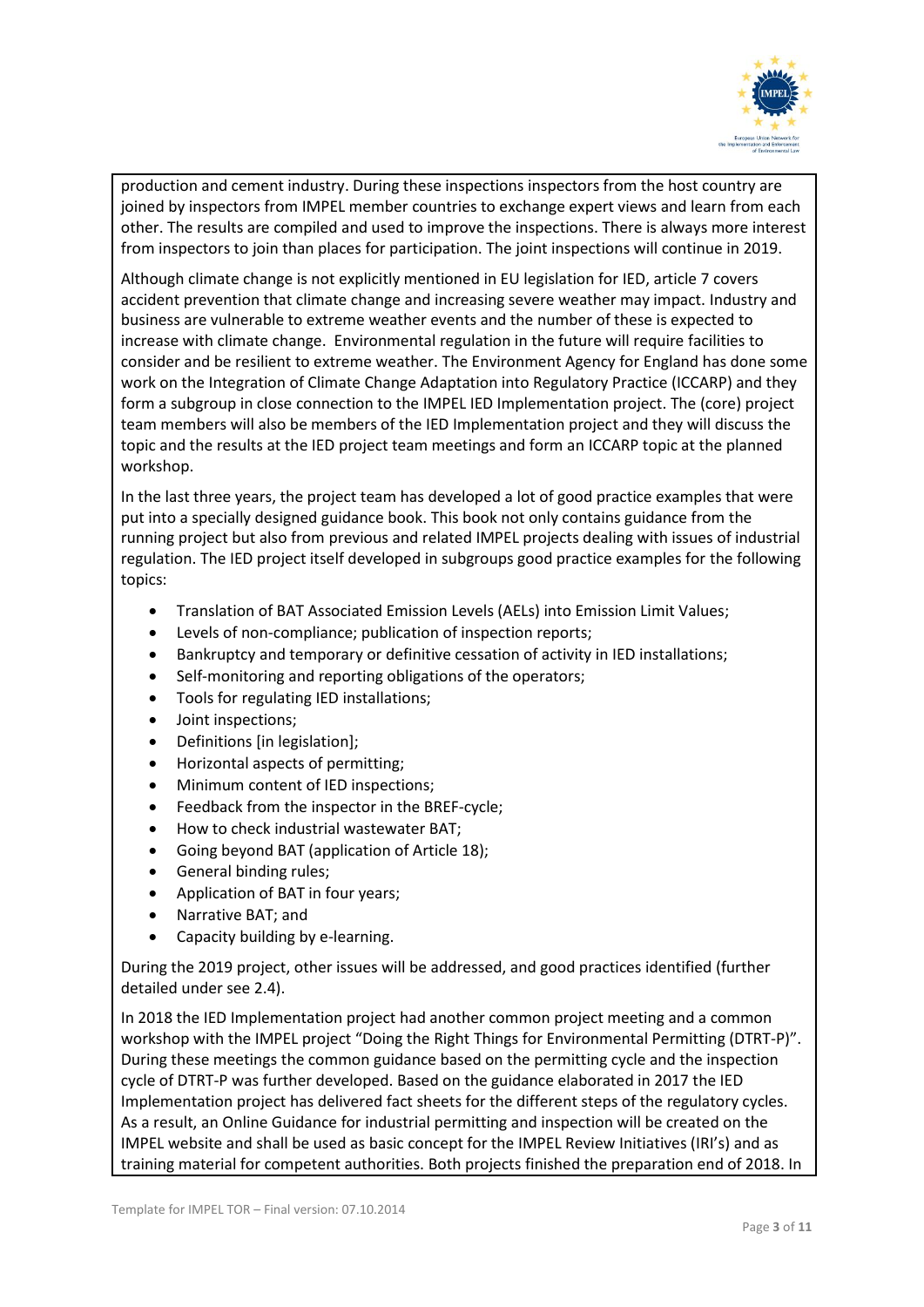production and cement industry. During these inspections inspectors from the host country are joined by inspectors from IMPEL member countries to exchange expert views and learn from each other. The results are compiled and used to improve the inspections. There is always more interest from inspectors to join than places for participation. The joint inspections will continue in 2019.

Although climate change is not explicitly mentioned in EU legislation for IED, article 7 covers accident prevention that climate change and increasing severe weather may impact. Industry and business are vulnerable to extreme weather events and the number of these is expected to increase with climate change. Environmental regulation in the future will require facilities to consider and be resilient to extreme weather. The Environment Agency for England has done some work on the Integration of Climate Change Adaptation into Regulatory Practice (ICCARP) and they form a subgroup in close connection to the IMPEL IED Implementation project. The (core) project team members will also be members of the IED Implementation project and they will discuss the topic and the results at the IED project team meetings and form an ICCARP topic at the planned workshop.

In the last three years, the project team has developed a lot of good practice examples that were put into a specially designed guidance book. This book not only contains guidance from the running project but also from previous and related IMPEL projects dealing with issues of industrial regulation. The IED project itself developed in subgroups good practice examples for the following topics:

- Translation of BAT Associated Emission Levels (AELs) into Emission Limit Values;
- Levels of non-compliance; publication of inspection reports;
- Bankruptcy and temporary or definitive cessation of activity in IED installations;
- Self-monitoring and reporting obligations of the operators;
- Tools for regulating IED installations;
- Joint inspections;
- Definitions [in legislation];
- Horizontal aspects of permitting;
- Minimum content of IED inspections;
- Feedback from the inspector in the BREF-cycle;
- How to check industrial wastewater BAT;
- Going beyond BAT (application of Article 18);
- General binding rules;
- Application of BAT in four years;
- Narrative BAT; and
- Capacity building by e-learning.

During the 2019 project, other issues will be addressed, and good practices identified (further detailed under see 2.4).

In 2018 the IED Implementation project had another common project meeting and a common workshop with the IMPEL project "Doing the Right Things for Environmental Permitting (DTRT-P)". During these meetings the common guidance based on the permitting cycle and the inspection cycle of DTRT-P was further developed. Based on the guidance elaborated in 2017 the IED Implementation project has delivered fact sheets for the different steps of the regulatory cycles. As a result, an Online Guidance for industrial permitting and inspection will be created on the IMPEL website and shall be used as basic concept for the IMPEL Review Initiatives (IRI's) and as training material for competent authorities. Both projects finished the preparation end of 2018. In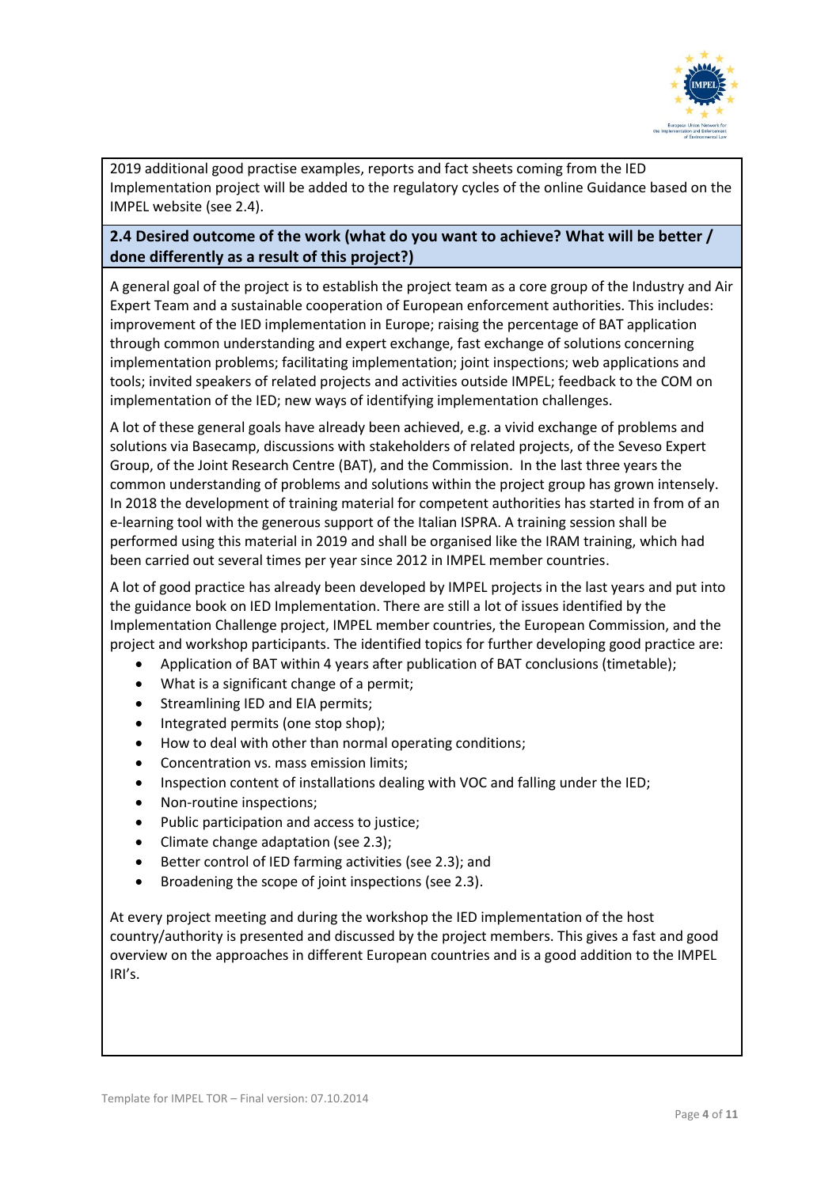2019 additional good practise examples, reports and fact sheets coming from the IED Implementation project will be added to the regulatory cycles of the online Guidance based on the IMPEL website (see 2.4).

**2.4 Desired outcome of the work (what do you want to achieve? What will be better / done differently as a result of this project?)**

A general goal of the project is to establish the project team as a core group of the Industry and Air Expert Team and a sustainable cooperation of European enforcement authorities. This includes: improvement of the IED implementation in Europe; raising the percentage of BAT application through common understanding and expert exchange, fast exchange of solutions concerning implementation problems; facilitating implementation; joint inspections; web applications and tools; invited speakers of related projects and activities outside IMPEL; feedback to the COM on implementation of the IED; new ways of identifying implementation challenges.

A lot of these general goals have already been achieved, e.g. a vivid exchange of problems and solutions via Basecamp, discussions with stakeholders of related projects, of the Seveso Expert Group, of the Joint Research Centre (BAT), and the Commission. In the last three years the common understanding of problems and solutions within the project group has grown intensely. In 2018 the development of training material for competent authorities has started in from of an e-learning tool with the generous support of the Italian ISPRA. A training session shall be performed using this material in 2019 and shall be organised like the IRAM training, which had been carried out several times per year since 2012 in IMPEL member countries.

A lot of good practice has already been developed by IMPEL projects in the last years and put into the guidance book on IED Implementation. There are still a lot of issues identified by the Implementation Challenge project, IMPEL member countries, the European Commission, and the project and workshop participants. The identified topics for further developing good practice are:

- Application of BAT within 4 years after publication of BAT conclusions (timetable);
- What is a significant change of a permit;
- Streamlining IED and EIA permits;
- Integrated permits (one stop shop);
- How to deal with other than normal operating conditions;
- Concentration vs. mass emission limits;
- Inspection content of installations dealing with VOC and falling under the IED;
- Non-routine inspections;
- Public participation and access to justice;
- Climate change adaptation (see 2.3);
- Better control of IED farming activities (see 2.3); and
- Broadening the scope of joint inspections (see 2.3).

At every project meeting and during the workshop the IED implementation of the host country/authority is presented and discussed by the project members. This gives a fast and good overview on the approaches in different European countries and is a good addition to the IMPEL IRI's.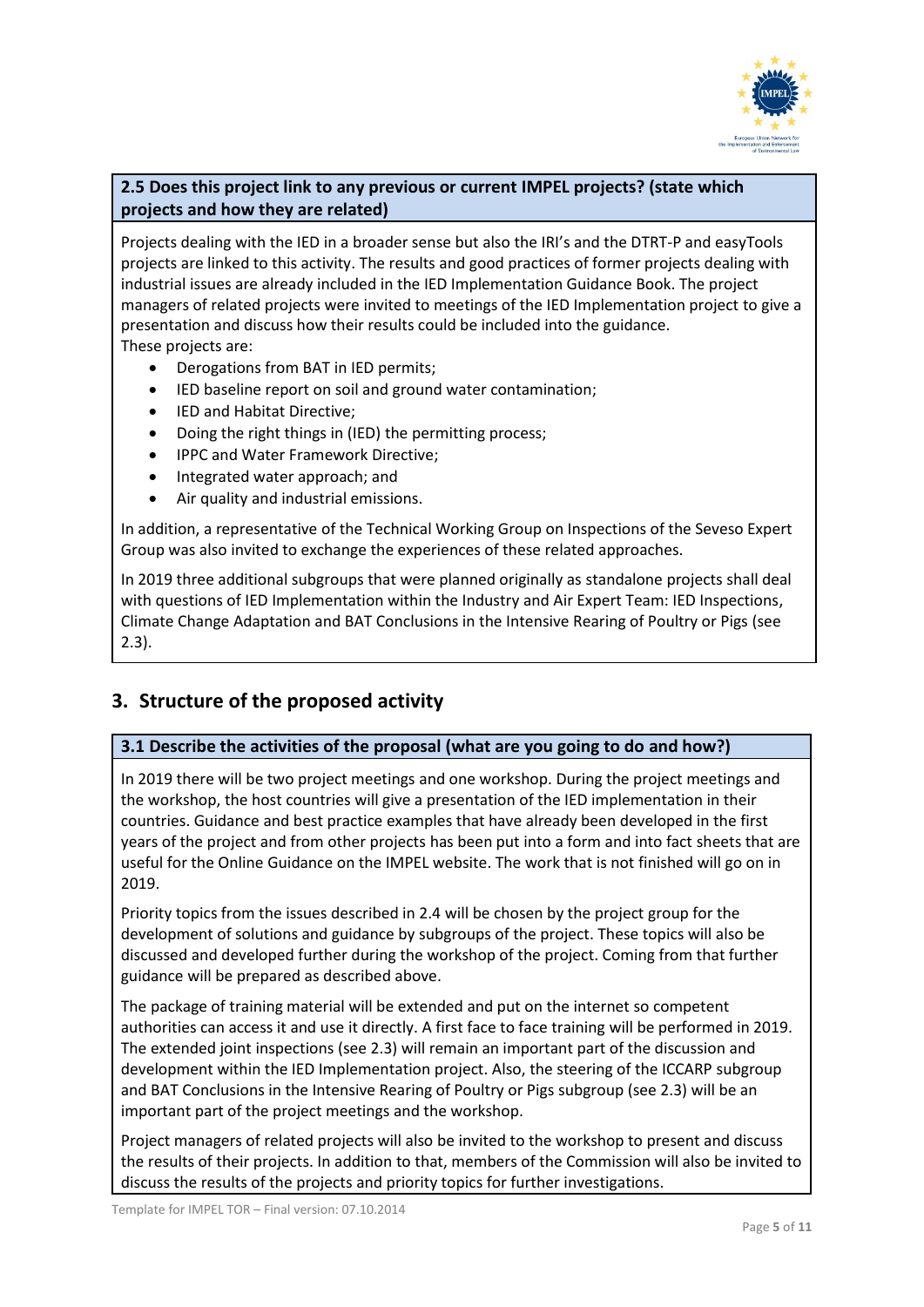### 2.5 Does this project link to any previous or current IMPEL projects? (state which projects and how they are related)

Projects dealing with the IED in a broader sense but also the IRI's and the DTRT-P and easyTools projects are linked to this activity. The results and good practices of former projects dealing with industrial issues are already included in the IED Implementation Guidance Book. The project managers of related projects were invited to meetings of the IED Implementation project to give a presentation and discuss how their results could be included into the guidance.
These projects are:

- Derogations from BAT in IED permits;
- IED baseline report on soil and ground water contamination;
- IED and Habitat Directive;
- Doing the right things in (IED) the permitting process;
- IPPC and Water Framework Directive;
- Integrated water approach; and
- Air quality and industrial emissions.

In addition, a representative of the Technical Working Group on Inspections of the Seveso Expert Group was also invited to exchange the experiences of these related approaches.

In 2019 three additional subgroups that were planned originally as standalone projects shall deal with questions of IED Implementation within the Industry and Air Expert Team: IED Inspections, Climate Change Adaptation and BAT Conclusions in the Intensive Rearing of Poultry or Pigs (see 2.3).

## 3. Structure of the proposed activity

### 3.1 Describe the activities of the proposal (what are you going to do and how?)

In 2019 there will be two project meetings and one workshop. During the project meetings and the workshop, the host countries will give a presentation of the IED implementation in their countries. Guidance and best practice examples that have already been developed in the first years of the project and from other projects has been put into a form and into fact sheets that are useful for the Online Guidance on the IMPEL website. The work that is not finished will go on in 2019.

Priority topics from the issues described in 2.4 will be chosen by the project group for the development of solutions and guidance by subgroups of the project. These topics will also be discussed and developed further during the workshop of the project. Coming from that further guidance will be prepared as described above.

The package of training material will be extended and put on the internet so competent authorities can access it and use it directly. A first face to face training will be performed in 2019. The extended joint inspections (see 2.3) will remain an important part of the discussion and development within the IED Implementation project. Also, the steering of the ICCARP subgroup and BAT Conclusions in the Intensive Rearing of Poultry or Pigs subgroup (see 2.3) will be an important part of the project meetings and the workshop.

Project managers of related projects will also be invited to the workshop to present and discuss the results of their projects. In addition to that, members of the Commission will also be invited to discuss the results of the projects and priority topics for further investigations.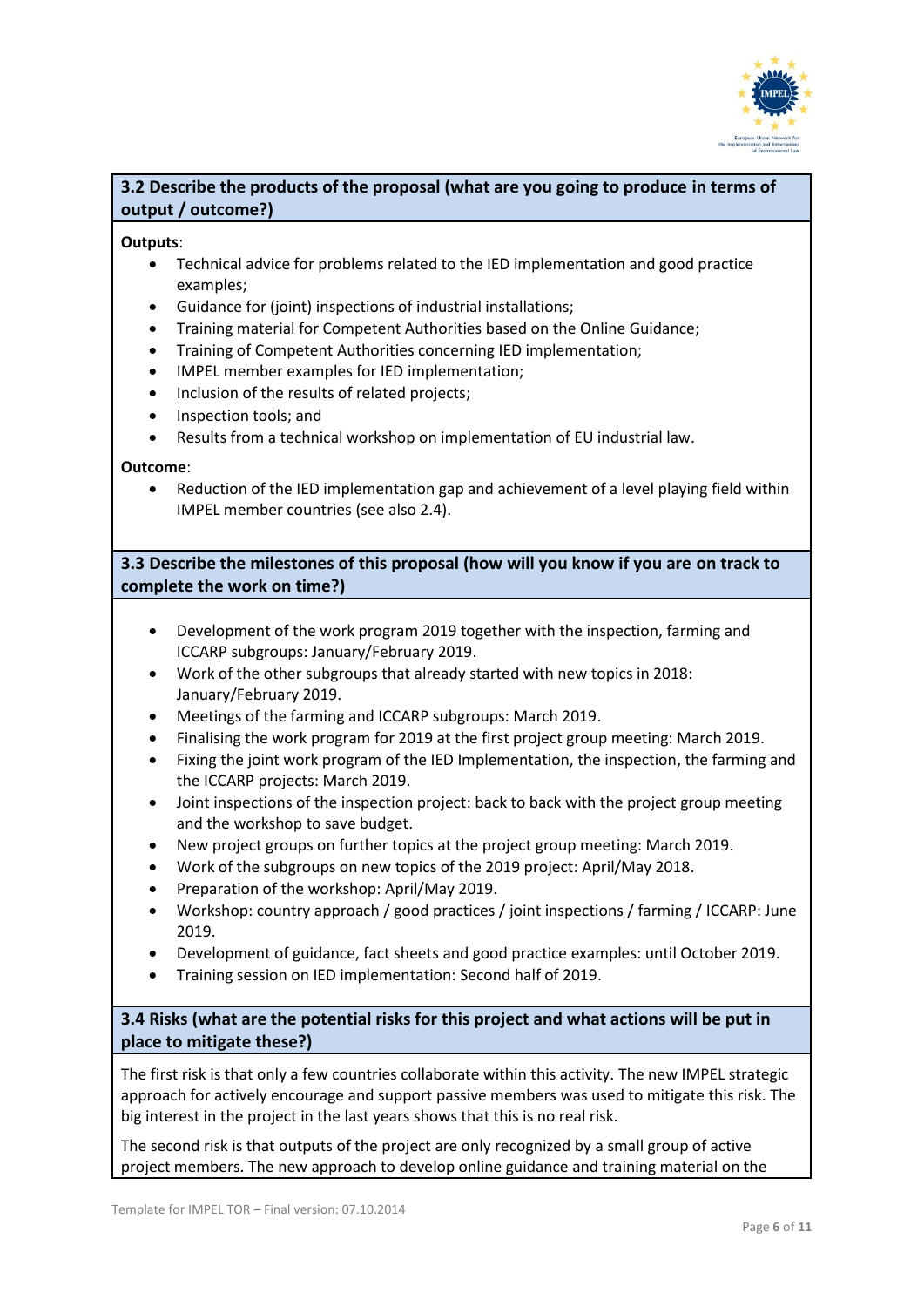### 3.2 Describe the products of the proposal (what are you going to produce in terms of output / outcome?)

**Outputs**:

- Technical advice for problems related to the IED implementation and good practice examples;
- Guidance for (joint) inspections of industrial installations;
- Training material for Competent Authorities based on the Online Guidance;
- Training of Competent Authorities concerning IED implementation;
- IMPEL member examples for IED implementation;
- Inclusion of the results of related projects;
- Inspection tools; and
- Results from a technical workshop on implementation of EU industrial law.

**Outcome**:

- Reduction of the IED implementation gap and achievement of a level playing field within IMPEL member countries (see also 2.4).

### 3.3 Describe the milestones of this proposal (how will you know if you are on track to complete the work on time?)

- Development of the work program 2019 together with the inspection, farming and ICCARP subgroups: January/February 2019.
- Work of the other subgroups that already started with new topics in 2018: January/February 2019.
- Meetings of the farming and ICCARP subgroups: March 2019.
- Finalising the work program for 2019 at the first project group meeting: March 2019.
- Fixing the joint work program of the IED Implementation, the inspection, the farming and the ICCARP projects: March 2019.
- Joint inspections of the inspection project: back to back with the project group meeting and the workshop to save budget.
- New project groups on further topics at the project group meeting: March 2019.
- Work of the subgroups on new topics of the 2019 project: April/May 2018.
- Preparation of the workshop: April/May 2019.
- Workshop: country approach / good practices / joint inspections / farming / ICCARP: June 2019.
- Development of guidance, fact sheets and good practice examples: until October 2019.
- Training session on IED implementation: Second half of 2019.

### 3.4 Risks (what are the potential risks for this project and what actions will be put in place to mitigate these?)

The first risk is that only a few countries collaborate within this activity. The new IMPEL strategic approach for actively encourage and support passive members was used to mitigate this risk. The big interest in the project in the last years shows that this is no real risk.

The second risk is that outputs of the project are only recognized by a small group of active project members. The new approach to develop online guidance and training material on the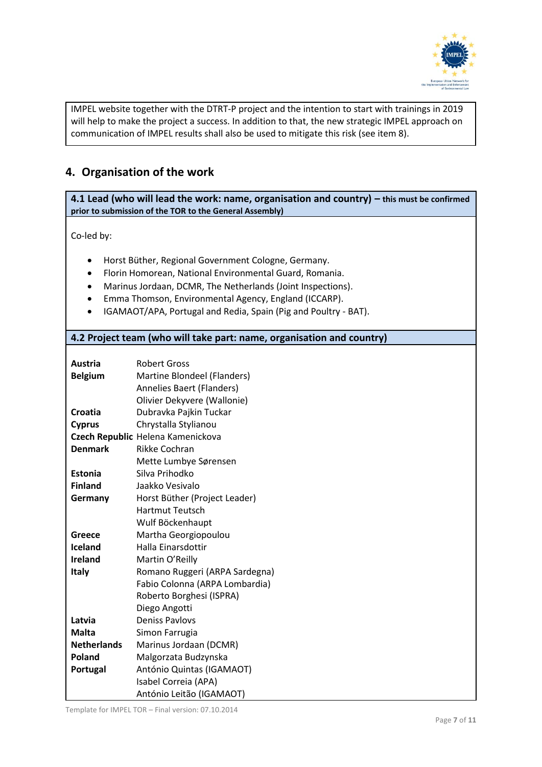IMPEL website together with the DTRT-P project and the intention to start with trainings in 2019 will help to make the project a success. In addition to that, the new strategic IMPEL approach on communication of IMPEL results shall also be used to mitigate this risk (see item 8).

## 4. Organisation of the work

### 4.1 Lead (who will lead the work: name, organisation and country) – this must be confirmed prior to submission of the TOR to the General Assembly)

Co-led by:

- Horst Büther, Regional Government Cologne, Germany.
- Florin Homorean, National Environmental Guard, Romania.
- Marinus Jordaan, DCMR, The Netherlands (Joint Inspections).
- Emma Thomson, Environmental Agency, England (ICCARP).
- IGAMAOT/APA, Portugal and Redia, Spain (Pig and Poultry - BAT).

### 4.2 Project team (who will take part: name, organisation and country)

| | |
|---|---|
| **Austria** | Robert Gross |
| **Belgium** | Martine Blondeel (Flanders) |
| | Annelies Baert (Flanders) |
| | Olivier Dekyvere (Wallonie) |
| **Croatia** | Dubravka Pajkin Tuckar |
| **Cyprus** | Chrystalla Stylianou |
| **Czech Republic** | Helena Kamenickova |
| **Denmark** | Rikke Cochran |
| | Mette Lumbye Sørensen |
| **Estonia** | Silva Prihodko |
| **Finland** | Jaakko Vesivalo |
| **Germany** | Horst Büther (Project Leader) |
| | Hartmut Teutsch |
| | Wulf Böckenhaupt |
| **Greece** | Martha Georgiopoulou |
| **Iceland** | Halla Einarsdottir |
| **Ireland** | Martin O'Reilly |
| **Italy** | Romano Ruggeri (ARPA Sardegna) |
| | Fabio Colonna (ARPA Lombardia) |
| | Roberto Borghesi (ISPRA) |
| | Diego Angotti |
| **Latvia** | Deniss Pavlovs |
| **Malta** | Simon Farrugia |
| **Netherlands** | Marinus Jordaan (DCMR) |
| **Poland** | Malgorzata Budzynska |
| **Portugal** | António Quintas (IGAMAOT) |
| | Isabel Correia (APA) |
| | António Leitão (IGAMAOT) |

Template for IMPEL TOR – Final version: 07.10.2014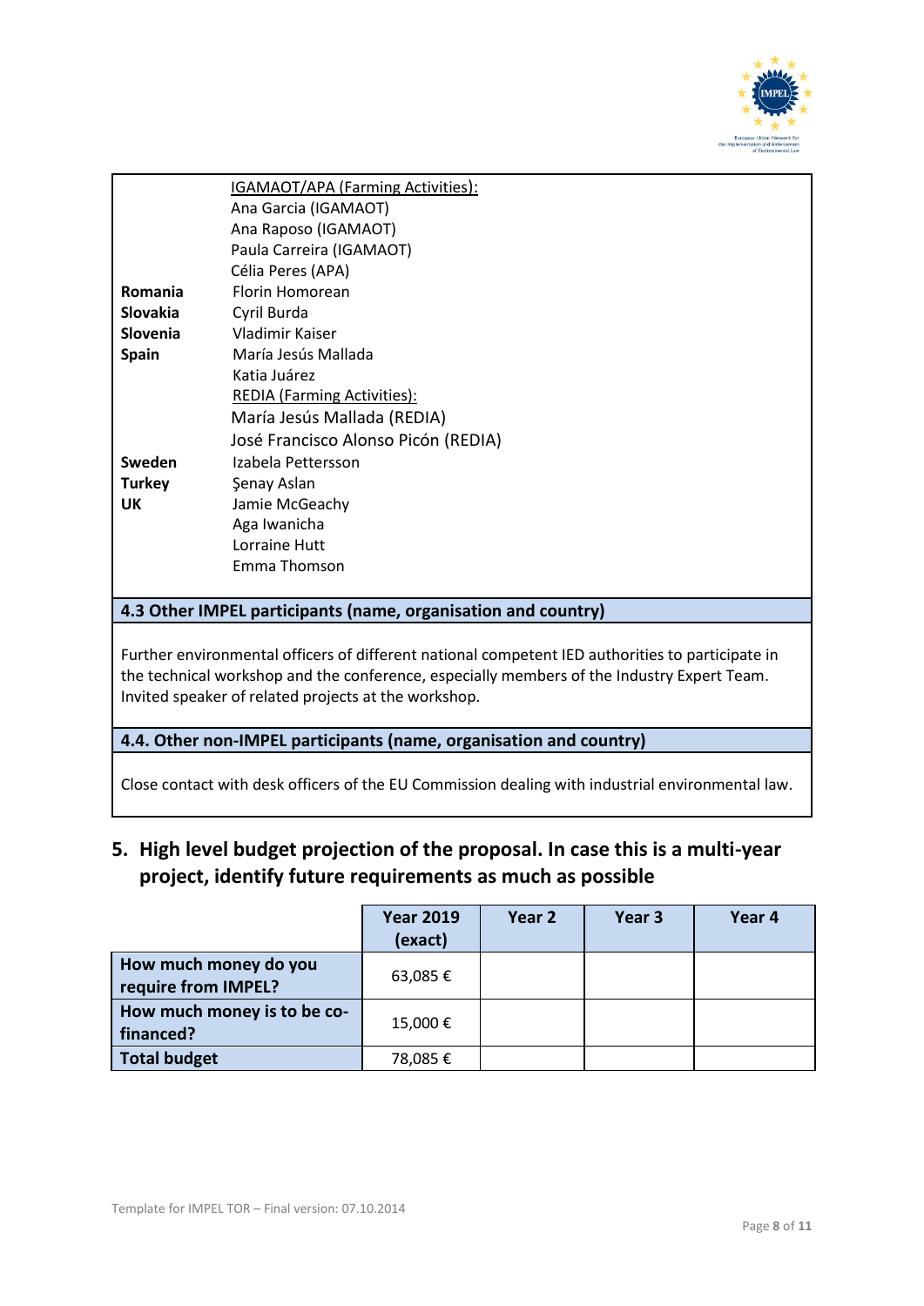| | |
|---|---|
| | IGAMAOT/APA (Farming Activities): |
| | Ana Garcia (IGAMAOT) |
| | Ana Raposo (IGAMAOT) |
| | Paula Carreira (IGAMAOT) |
| | Célia Peres (APA) |
| **Romania** | Florin Homorean |
| **Slovakia** | Cyril Burda |
| **Slovenia** | Vladimir Kaiser |
| **Spain** | María Jesús Mallada |
| | Katia Juárez |
| | REDIA (Farming Activities): |
| | María Jesús Mallada (REDIA) |
| | José Francisco Alonso Picón (REDIA) |
| **Sweden** | Izabela Pettersson |
| **Turkey** | Şenay Aslan |
| **UK** | Jamie McGeachy |
| | Aga Iwanicha |
| | Lorraine Hutt |
| | Emma Thomson |

**4.3 Other IMPEL participants (name, organisation and country)**

Further environmental officers of different national competent IED authorities to participate in the technical workshop and the conference, especially members of the Industry Expert Team. Invited speaker of related projects at the workshop.

**4.4. Other non-IMPEL participants (name, organisation and country)**

Close contact with desk officers of the EU Commission dealing with industrial environmental law.

## 5. High level budget projection of the proposal. In case this is a multi-year project, identify future requirements as much as possible

| | Year 2019 (exact) | Year 2 | Year 3 | Year 4 |
|---|---|---|---|---|
| **How much money do you require from IMPEL?** | 63,085 € | | | |
| **How much money is to be co-financed?** | 15,000 € | | | |
| **Total budget** | 78,085 € | | | |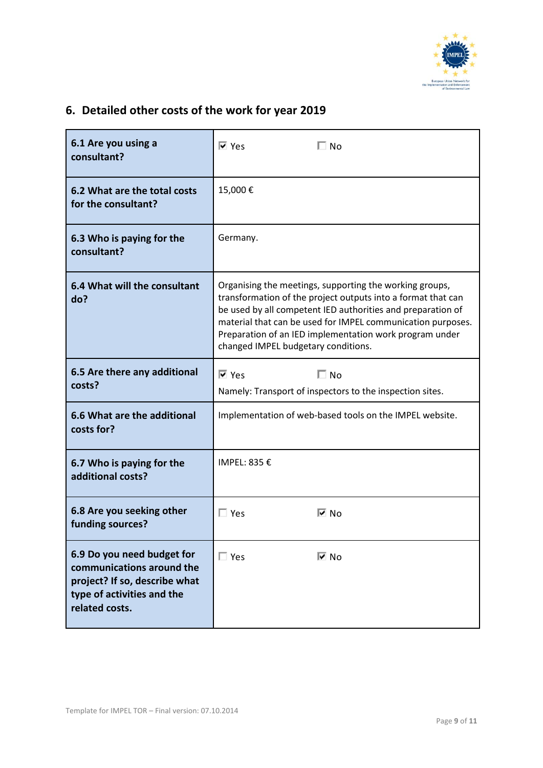## 6. Detailed other costs of the work for year 2019

| | |
|---|---|
| **6.1 Are you using a consultant?** | ☑ Yes ☐ No |
| **6.2 What are the total costs for the consultant?** | 15,000 € |
| **6.3 Who is paying for the consultant?** | Germany. |
| **6.4 What will the consultant do?** | Organising the meetings, supporting the working groups, transformation of the project outputs into a format that can be used by all competent IED authorities and preparation of material that can be used for IMPEL communication purposes. Preparation of an IED implementation work program under changed IMPEL budgetary conditions. |
| **6.5 Are there any additional costs?** | ☑ Yes ☐ No<br>Namely: Transport of inspectors to the inspection sites. |
| **6.6 What are the additional costs for?** | Implementation of web-based tools on the IMPEL website. |
| **6.7 Who is paying for the additional costs?** | IMPEL: 835 € |
| **6.8 Are you seeking other funding sources?** | ☐ Yes ☑ No |
| **6.9 Do you need budget for communications around the project? If so, describe what type of activities and the related costs.** | ☐ Yes ☑ No |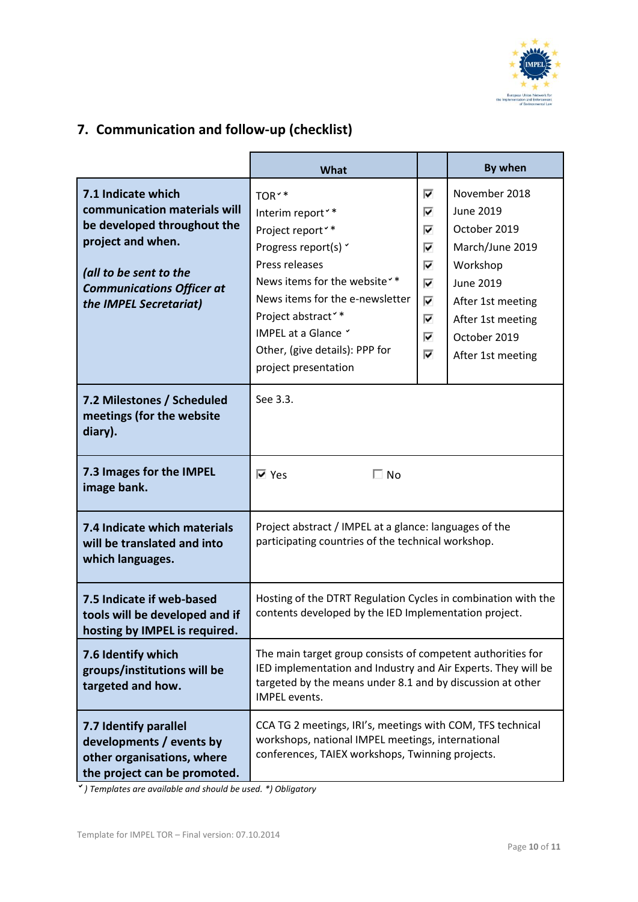## 7. Communication and follow-up (checklist)

| | What | | By when |
|---|---|---|---|
| **7.1 Indicate which communication materials will be developed throughout the project and when.** <br><br> ***(all to be sent to the Communications Officer at the IMPEL Secretariat)*** | TOR˅ * | ☑ | November 2018 |
| | Interim report˅ * | ☑ | June 2019 |
| | Project report˅ * | ☑ | October 2019 |
| | Progress report(s) ˅ | ☑ | March/June 2019 |
| | Press releases | ☑ | Workshop |
| | News items for the website˅ * | ☑ | June 2019 |
| | News items for the e-newsletter | ☑ | After 1st meeting |
| | Project abstract˅ * | ☑ | After 1st meeting |
| | IMPEL at a Glance ˅ | ☑ | October 2019 |
| | Other, (give details): PPP for project presentation | ☑ | After 1st meeting |
| **7.2 Milestones / Scheduled meetings (for the website diary).** | See 3.3. | | |
| **7.3 Images for the IMPEL image bank.** | ☑ Yes ☐ No | | |
| **7.4 Indicate which materials will be translated and into which languages.** | Project abstract / IMPEL at a glance: languages of the participating countries of the technical workshop. | | |
| **7.5 Indicate if web-based tools will be developed and if hosting by IMPEL is required.** | Hosting of the DTRT Regulation Cycles in combination with the contents developed by the IED Implementation project. | | |
| **7.6 Identify which groups/institutions will be targeted and how.** | The main target group consists of competent authorities for IED implementation and Industry and Air Experts. They will be targeted by the means under 8.1 and by discussion at other IMPEL events. | | |
| **7.7 Identify parallel developments / events by other organisations, where the project can be promoted.** | CCA TG 2 meetings, IRI's, meetings with COM, TFS technical workshops, national IMPEL meetings, international conferences, TAIEX workshops, Twinning projects. | | |

*˅) Templates are available and should be used. *) Obligatory*

Template for IMPEL TOR – Final version: 07.10.2014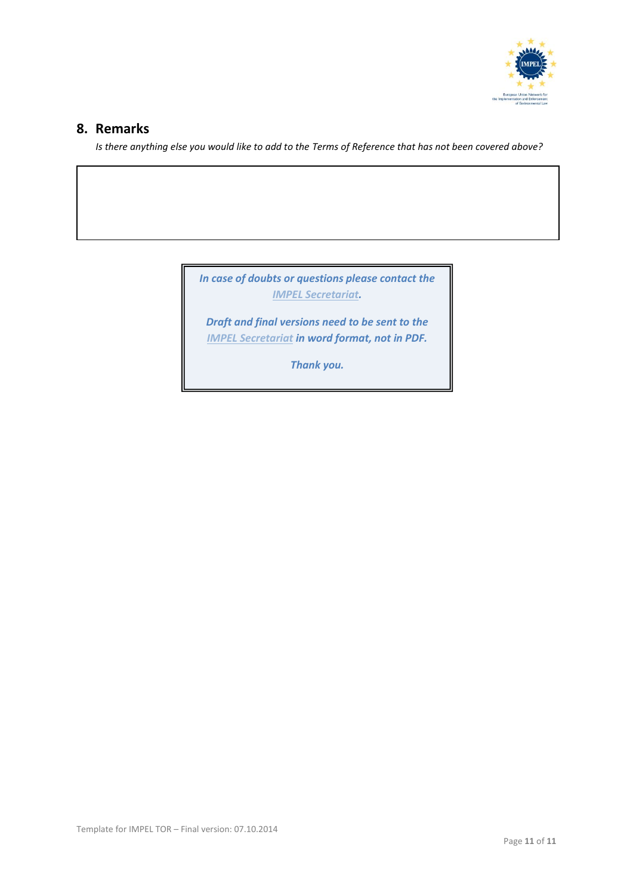## 8. Remarks

*Is there anything else you would like to add to the Terms of Reference that has not been covered above?*

| |
|---|
| |

***In case of doubts or questions please contact the IMPEL Secretariat.***

***Draft and final versions need to be sent to the IMPEL Secretariat in word format, not in PDF.***

***Thank you.***

Template for IMPEL TOR – Final version: 07.10.2014